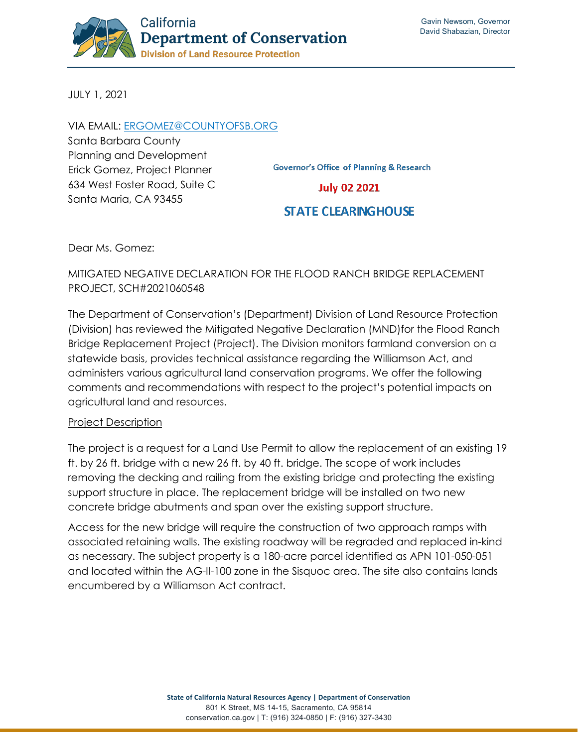California
**Department of Conservation**
**Division of Land Resource Protection**

Gavin Newsom, Governor
David Shabazian, Director

JULY 1, 2021

VIA EMAIL: ERGOMEZ@COUNTYOFSB.ORG
Santa Barbara County
Planning and Development
Erick Gomez, Project Planner
634 West Foster Road, Suite C
Santa Maria, CA 93455

Governor's Office of Planning & Research

July 02 2021

STATE CLEARINGHOUSE

Dear Ms. Gomez:

MITIGATED NEGATIVE DECLARATION FOR THE FLOOD RANCH BRIDGE REPLACEMENT PROJECT, SCH#2021060548

The Department of Conservation's (Department) Division of Land Resource Protection (Division) has reviewed the Mitigated Negative Declaration (MND)for the Flood Ranch Bridge Replacement Project (Project). The Division monitors farmland conversion on a statewide basis, provides technical assistance regarding the Williamson Act, and administers various agricultural land conservation programs. We offer the following comments and recommendations with respect to the project's potential impacts on agricultural land and resources.

Project Description

The project is a request for a Land Use Permit to allow the replacement of an existing 19 ft. by 26 ft. bridge with a new 26 ft. by 40 ft. bridge. The scope of work includes removing the decking and railing from the existing bridge and protecting the existing support structure in place. The replacement bridge will be installed on two new concrete bridge abutments and span over the existing support structure.

Access for the new bridge will require the construction of two approach ramps with associated retaining walls. The existing roadway will be regraded and replaced in-kind as necessary. The subject property is a 180-acre parcel identified as APN 101-050-051 and located within the AG-II-100 zone in the Sisquoc area. The site also contains lands encumbered by a Williamson Act contract.

State of California Natural Resources Agency | Department of Conservation
801 K Street, MS 14-15, Sacramento, CA 95814
conservation.ca.gov | T: (916) 324-0850 | F: (916) 327-3430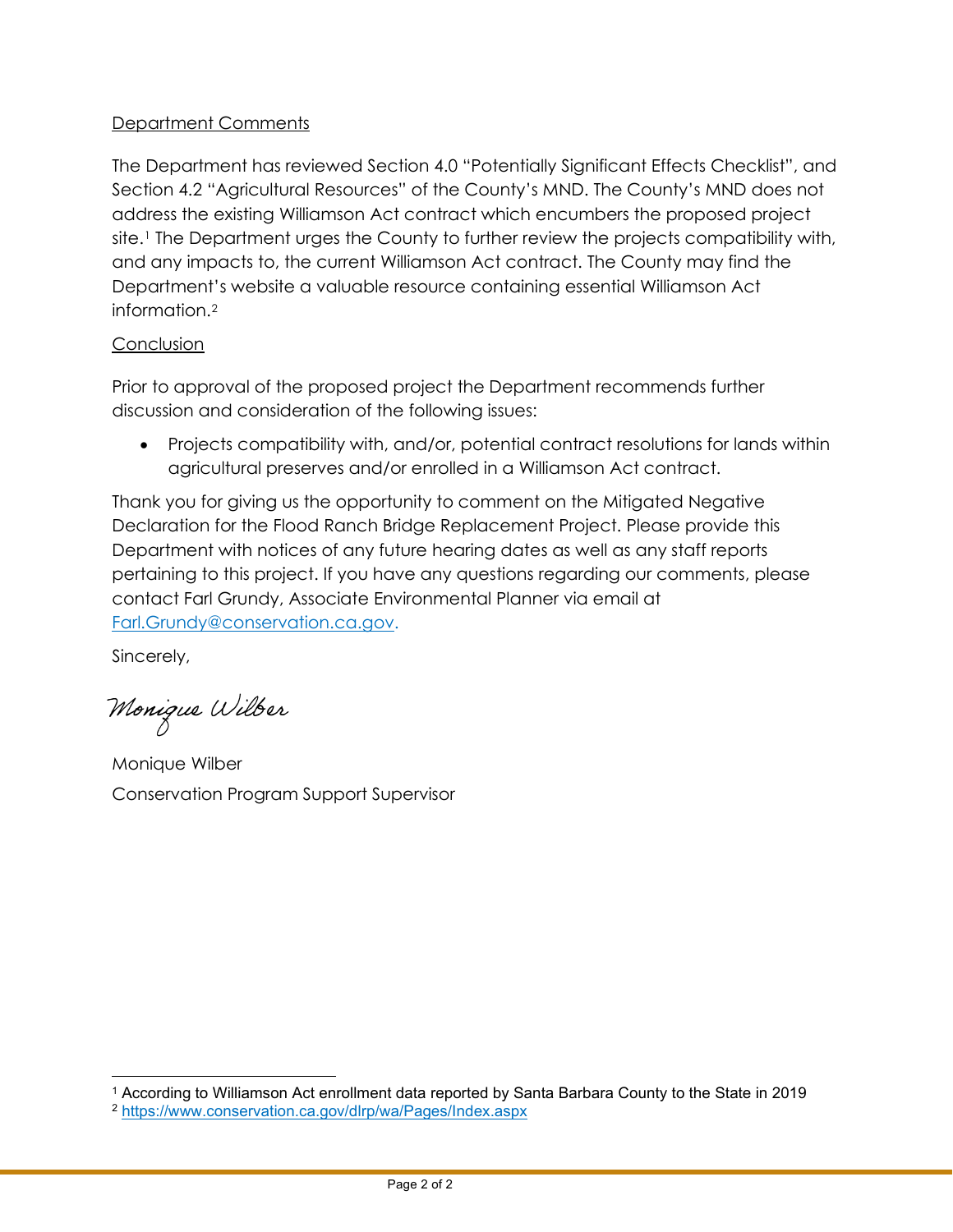Department Comments

The Department has reviewed Section 4.0 "Potentially Significant Effects Checklist", and Section 4.2 "Agricultural Resources" of the County's MND. The County's MND does not address the existing Williamson Act contract which encumbers the proposed project site.[1] The Department urges the County to further review the projects compatibility with, and any impacts to, the current Williamson Act contract. The County may find the Department's website a valuable resource containing essential Williamson Act information.[2]

Conclusion

Prior to approval of the proposed project the Department recommends further discussion and consideration of the following issues:

- Projects compatibility with, and/or, potential contract resolutions for lands within agricultural preserves and/or enrolled in a Williamson Act contract.

Thank you for giving us the opportunity to comment on the Mitigated Negative Declaration for the Flood Ranch Bridge Replacement Project. Please provide this Department with notices of any future hearing dates as well as any staff reports pertaining to this project. If you have any questions regarding our comments, please contact Farl Grundy, Associate Environmental Planner via email at Farl.Grundy@conservation.ca.gov.

Sincerely,

Monique Wilber

Monique Wilber
Conservation Program Support Supervisor

---

[1] According to Williamson Act enrollment data reported by Santa Barbara County to the State in 2019

[2] https://www.conservation.ca.gov/dlrp/wa/Pages/Index.aspx